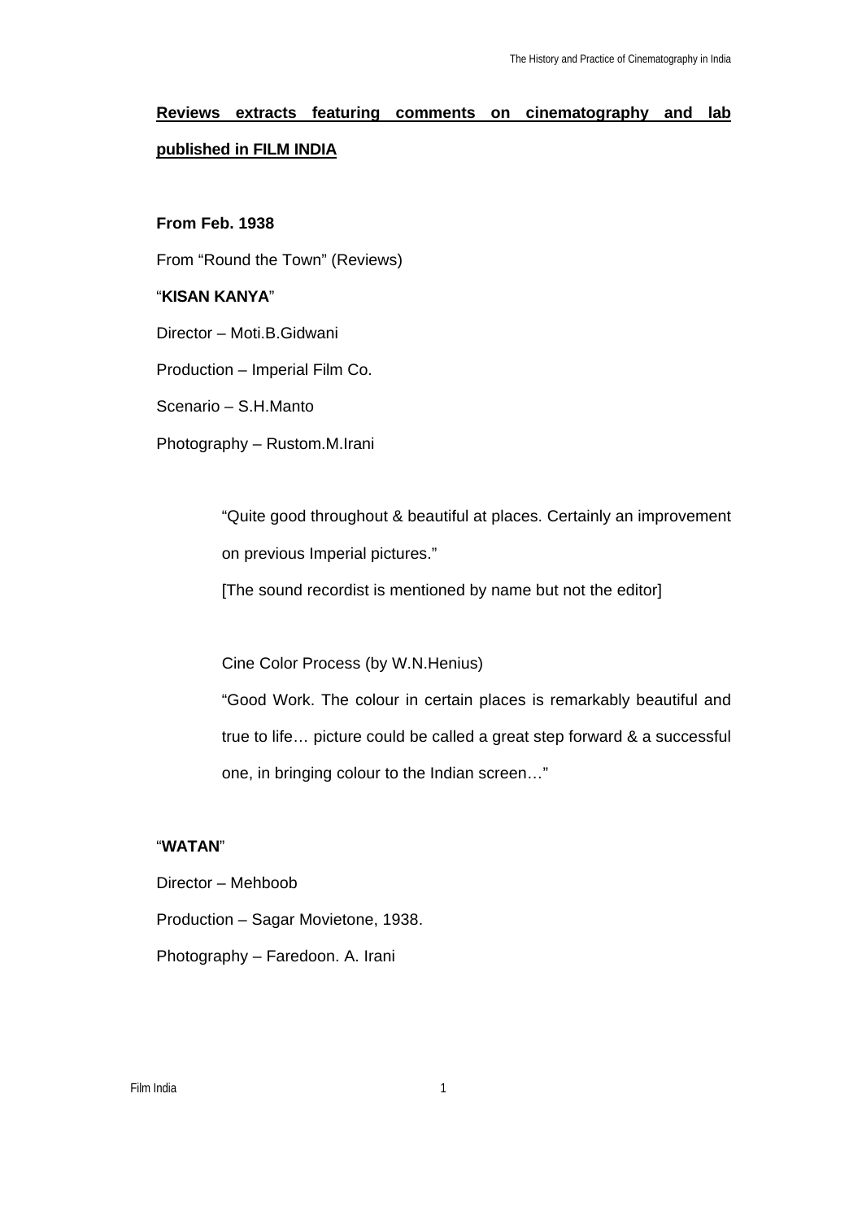## **Reviews extracts featuring comments on cinematography and lab published in FILM INDIA**

**From Feb. 1938**

From "Round the Town" (Reviews)

"**KISAN KANYA**"

Director – Moti.B.Gidwani

Production – Imperial Film Co.

Scenario – S.H.Manto

Photography – Rustom.M.Irani

> "Quite good throughout & beautiful at places. Certainly an improvement on previous Imperial pictures."
>
> [The sound recordist is mentioned by name but not the editor]
>
> Cine Color Process (by W.N.Henius)
>
> "Good Work. The colour in certain places is remarkably beautiful and true to life… picture could be called a great step forward & a successful one, in bringing colour to the Indian screen…"

"**WATAN**"

Director – Mehboob

Production – Sagar Movietone, 1938.

Photography – Faredoon. A. Irani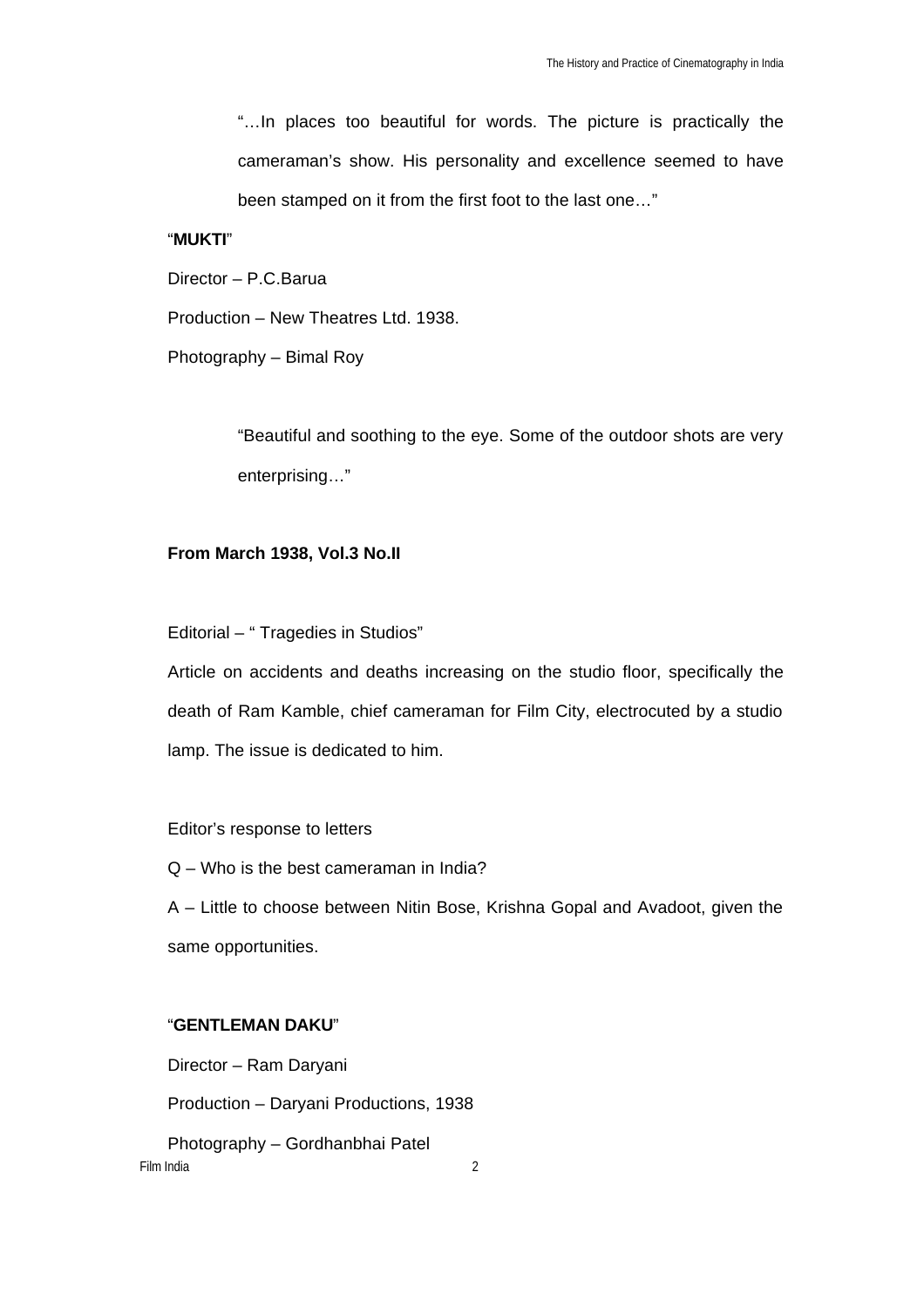"…In places too beautiful for words. The picture is practically the cameraman's show. His personality and excellence seemed to have been stamped on it from the first foot to the last one…"

"**MUKTI**"

Director – P.C.Barua

Production – New Theatres Ltd. 1938.

Photography – Bimal Roy

"Beautiful and soothing to the eye. Some of the outdoor shots are very enterprising…"

**From March 1938, Vol.3 No.II**

Editorial – " Tragedies in Studios"

Article on accidents and deaths increasing on the studio floor, specifically the death of Ram Kamble, chief cameraman for Film City, electrocuted by a studio lamp. The issue is dedicated to him.

Editor's response to letters

Q – Who is the best cameraman in India?

A – Little to choose between Nitin Bose, Krishna Gopal and Avadoot, given the same opportunities.

"**GENTLEMAN DAKU**"

Director – Ram Daryani

Production – Daryani Productions, 1938

Photography – Gordhanbhai Patel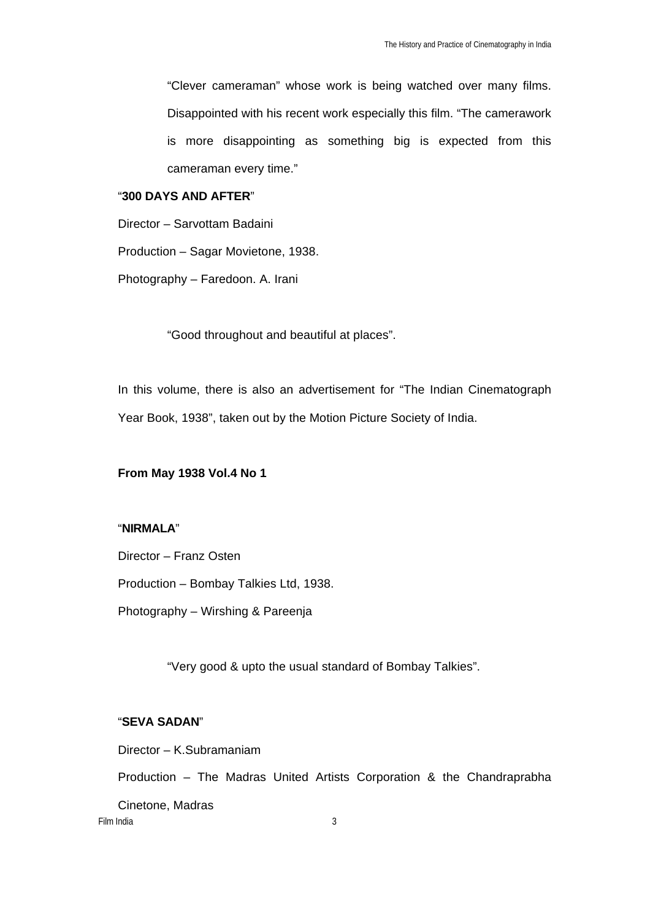"Clever cameraman" whose work is being watched over many films. Disappointed with his recent work especially this film. "The camerawork is more disappointing as something big is expected from this cameraman every time."

"**300 DAYS AND AFTER**"

Director – Sarvottam Badaini

Production – Sagar Movietone, 1938.

Photography – Faredoon. A. Irani

"Good throughout and beautiful at places".

In this volume, there is also an advertisement for "The Indian Cinematograph Year Book, 1938", taken out by the Motion Picture Society of India.

**From May 1938 Vol.4 No 1**

"**NIRMALA**"

Director – Franz Osten

Production – Bombay Talkies Ltd, 1938.

Photography – Wirshing & Pareenja

"Very good & upto the usual standard of Bombay Talkies".

"**SEVA SADAN**"

Director – K.Subramaniam

Production – The Madras United Artists Corporation & the Chandraprabha Cinetone, Madras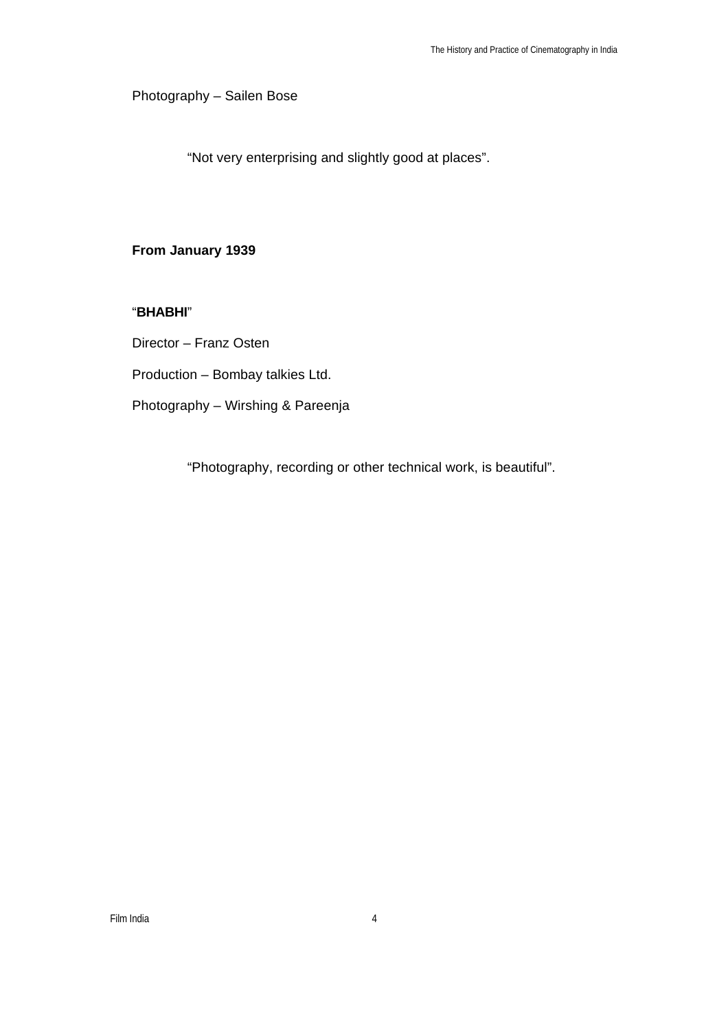Photography – Sailen Bose

> “Not very enterprising and slightly good at places”.

**From January 1939**

“**BHABHI**”

Director – Franz Osten

Production – Bombay talkies Ltd.

Photography – Wirshing & Pareenja

> “Photography, recording or other technical work, is beautiful”.